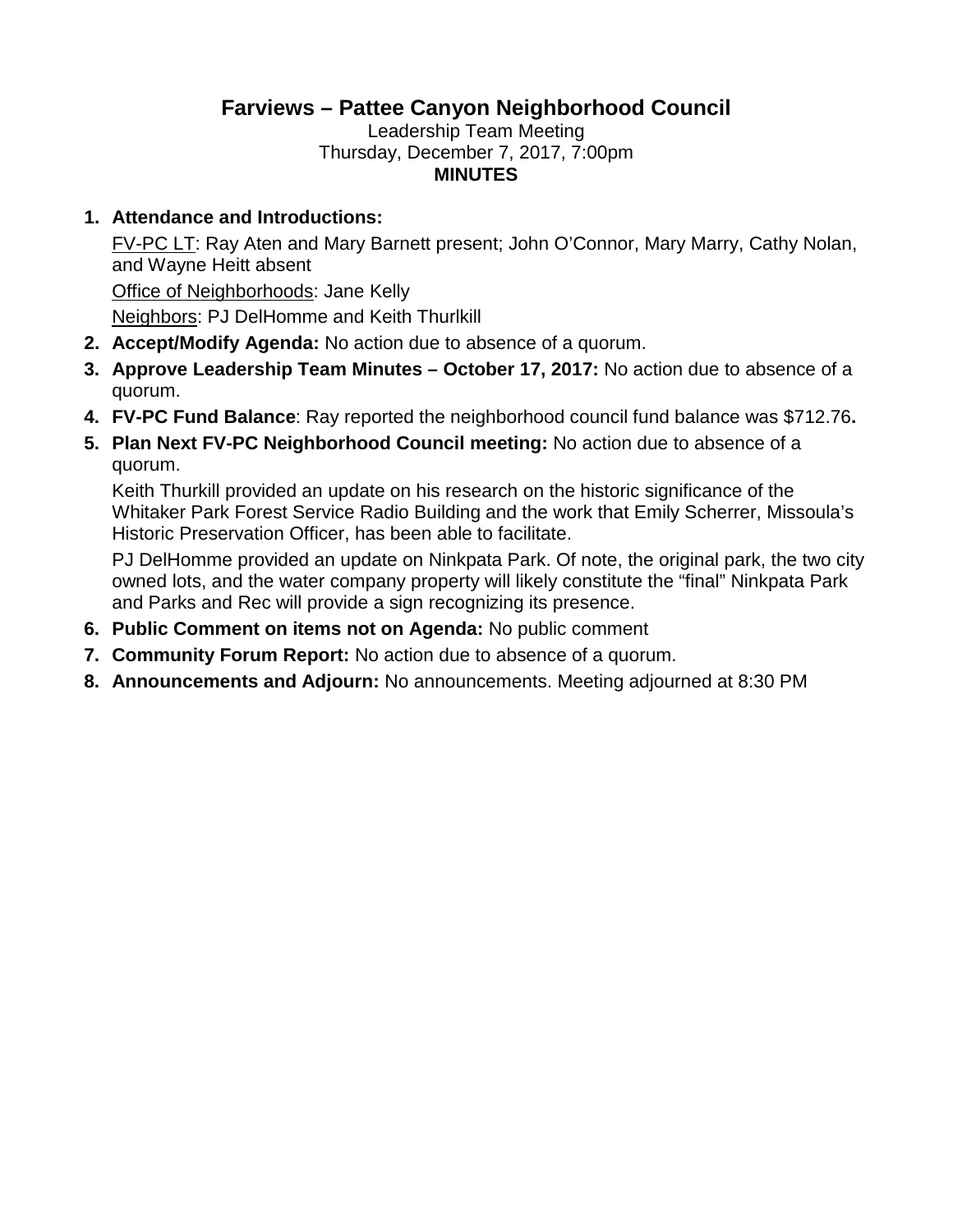# Farviews – Pattee Canyon Neighborhood Council

Leadership Team Meeting
Thursday, December 7, 2017, 7:00pm
**MINUTES**

1. **Attendance and Introductions:**

   FV-PC LT: Ray Aten and Mary Barnett present; John O'Connor, Mary Marry, Cathy Nolan, and Wayne Heitt absent

   Office of Neighborhoods: Jane Kelly

   Neighbors: PJ DelHomme and Keith Thurlkill

2. **Accept/Modify Agenda:** No action due to absence of a quorum.
3. **Approve Leadership Team Minutes – October 17, 2017:** No action due to absence of a quorum.
4. **FV-PC Fund Balance**: Ray reported the neighborhood council fund balance was $712.76**.**
5. **Plan Next FV-PC Neighborhood Council meeting:** No action due to absence of a quorum.

   Keith Thurkill provided an update on his research on the historic significance of the Whitaker Park Forest Service Radio Building and the work that Emily Scherrer, Missoula's Historic Preservation Officer, has been able to facilitate.

   PJ DelHomme provided an update on Ninkpata Park. Of note, the original park, the two city owned lots, and the water company property will likely constitute the "final" Ninkpata Park and Parks and Rec will provide a sign recognizing its presence.

6. **Public Comment on items not on Agenda:** No public comment
7. **Community Forum Report:** No action due to absence of a quorum.
8. **Announcements and Adjourn:** No announcements. Meeting adjourned at 8:30 PM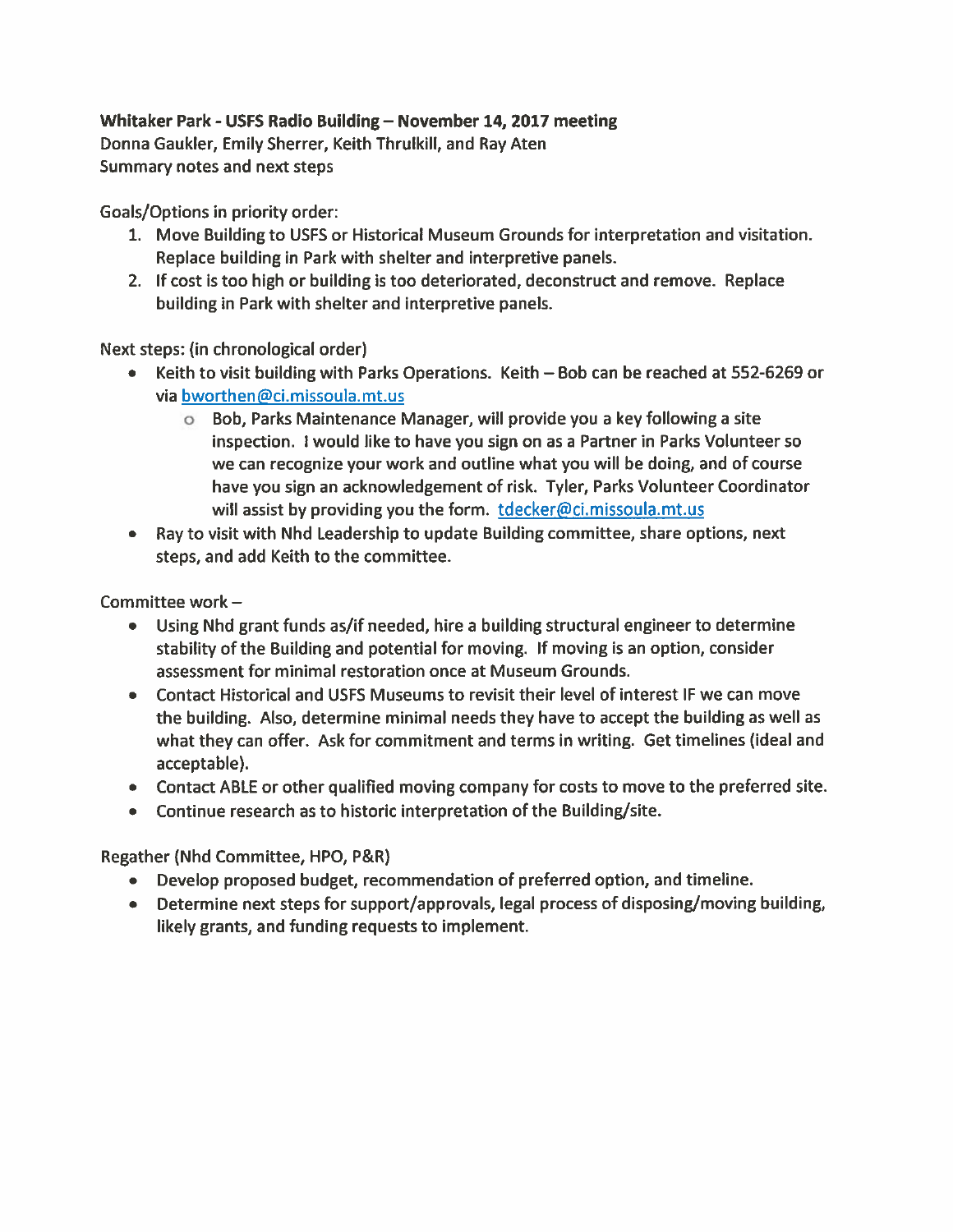**Whitaker Park - USFS Radio Building – November 14, 2017 meeting**
Donna Gaukler, Emily Sherrer, Keith Thrulkill, and Ray Aten
Summary notes and next steps

Goals/Options in priority order:

1. Move Building to USFS or Historical Museum Grounds for interpretation and visitation. Replace building in Park with shelter and interpretive panels.
2. If cost is too high or building is too deteriorated, deconstruct and remove. Replace building in Park with shelter and interpretive panels.

Next steps: (in chronological order)

- Keith to visit building with Parks Operations. Keith – Bob can be reached at 552-6269 or via bworthen@ci.missoula.mt.us
  - Bob, Parks Maintenance Manager, will provide you a key following a site inspection. I would like to have you sign on as a Partner in Parks Volunteer so we can recognize your work and outline what you will be doing, and of course have you sign an acknowledgement of risk. Tyler, Parks Volunteer Coordinator will assist by providing you the form. tdecker@ci.missoula.mt.us
- Ray to visit with Nhd Leadership to update Building committee, share options, next steps, and add Keith to the committee.

Committee work –

- Using Nhd grant funds as/if needed, hire a building structural engineer to determine stability of the Building and potential for moving. If moving is an option, consider assessment for minimal restoration once at Museum Grounds.
- Contact Historical and USFS Museums to revisit their level of interest IF we can move the building. Also, determine minimal needs they have to accept the building as well as what they can offer. Ask for commitment and terms in writing. Get timelines (ideal and acceptable).
- Contact ABLE or other qualified moving company for costs to move to the preferred site.
- Continue research as to historic interpretation of the Building/site.

Regather (Nhd Committee, HPO, P&R)

- Develop proposed budget, recommendation of preferred option, and timeline.
- Determine next steps for support/approvals, legal process of disposing/moving building, likely grants, and funding requests to implement.